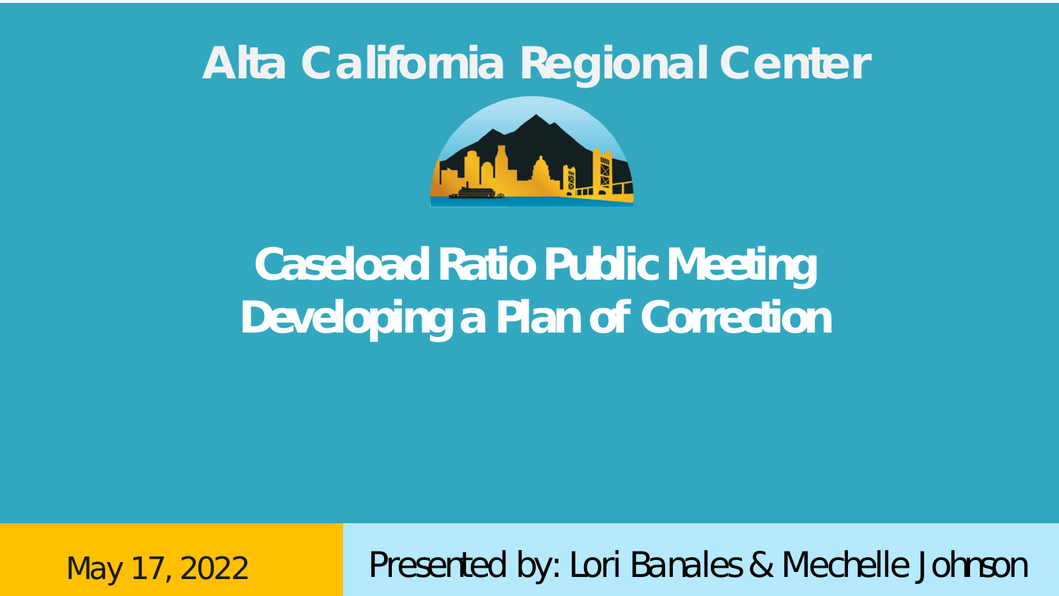# Alta California Regional Center

## Caseload Ratio Public Meeting
## Developing a Plan of Correction

May 17, 2022

Presented by: Lori Banales & Mechelle Johnson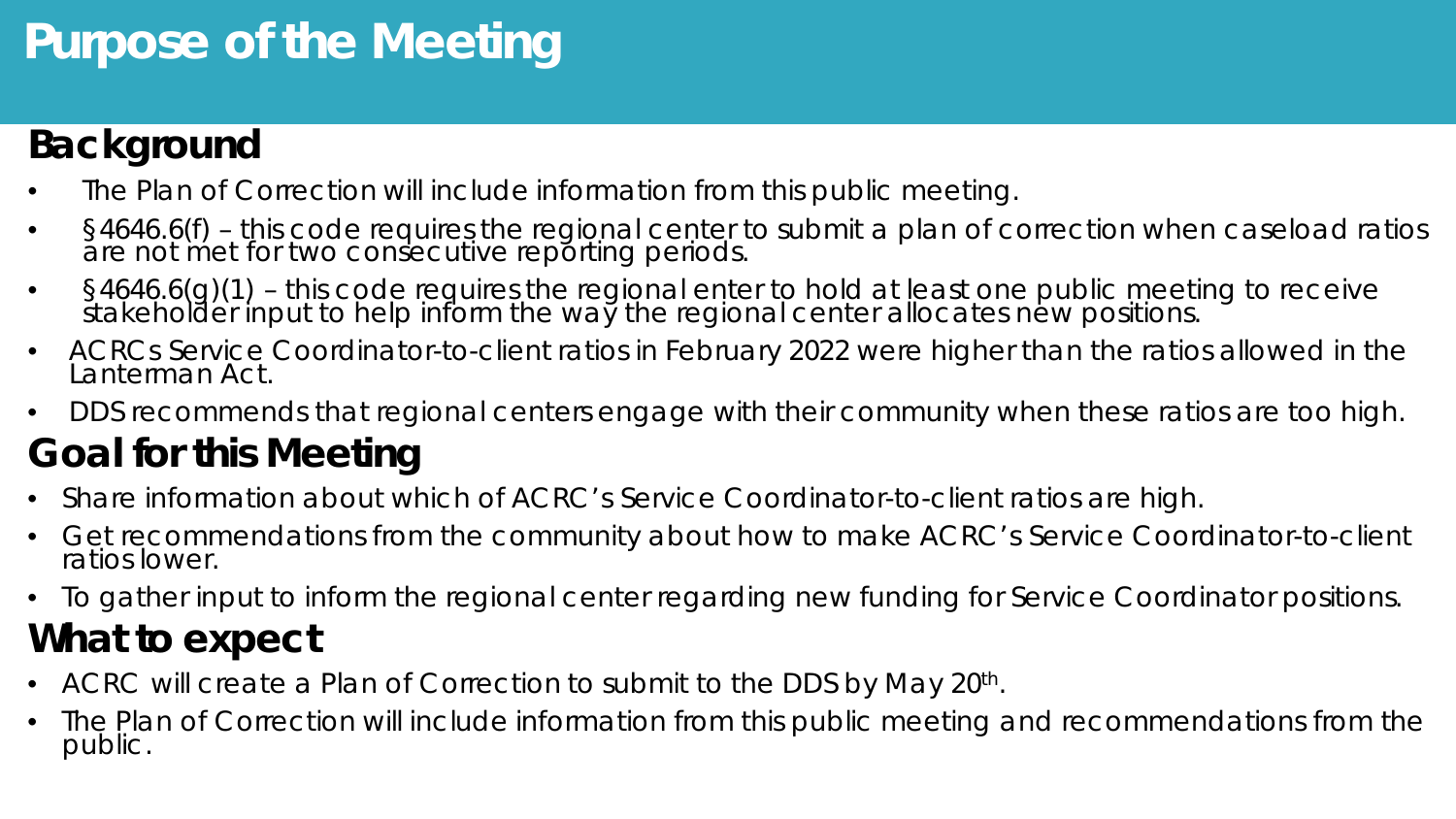# Purpose of the Meeting

## Background

- The Plan of Correction will include information from this public meeting.
- §4646.6(f) – this code requires the regional center to submit a plan of correction when caseload ratios are not met for two consecutive reporting periods.
- §4646.6(g)(1) – this code requires the regional enter to hold at least one public meeting to receive stakeholder input to help inform the way the regional center allocates new positions.
- ACRCs Service Coordinator-to-client ratios in February 2022 were higher than the ratios allowed in the Lanterman Act.
- DDS recommends that regional centers engage with their community when these ratios are too high.

## Goal for this Meeting

- Share information about which of ACRC's Service Coordinator-to-client ratios are high.
- Get recommendations from the community about how to make ACRC's Service Coordinator-to-client ratios lower.
- To gather input to inform the regional center regarding new funding for Service Coordinator positions.

## What to expect

- ACRC will create a Plan of Correction to submit to the DDS by May 20th.
- The Plan of Correction will include information from this public meeting and recommendations from the public.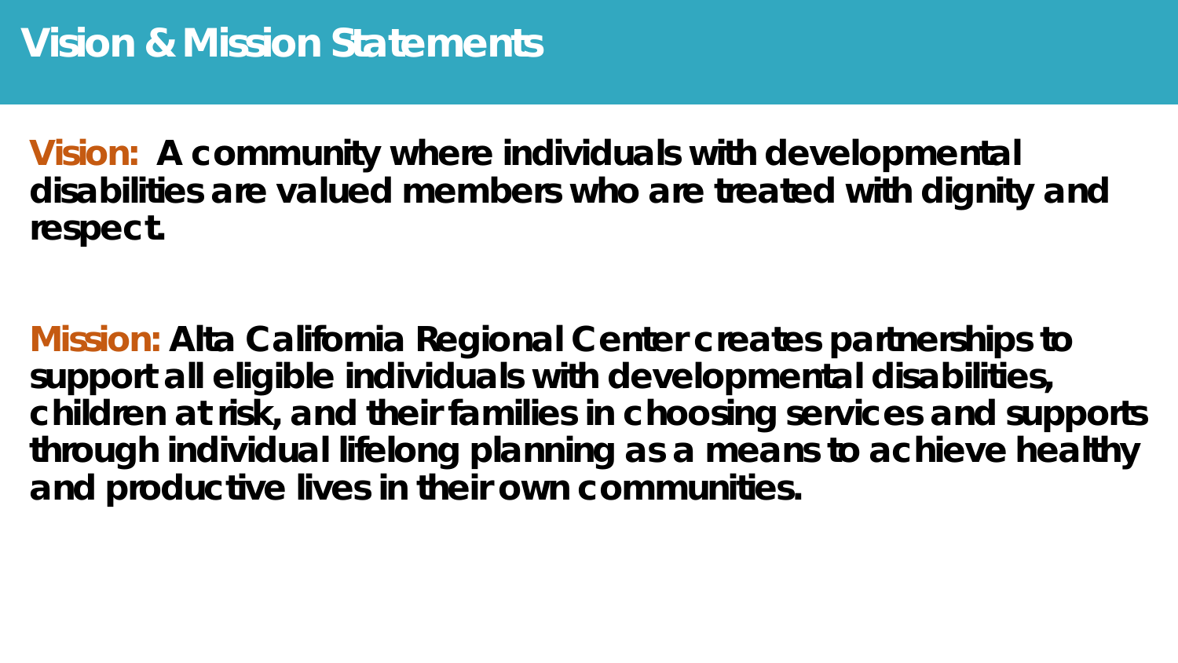# Vision & Mission Statements

**Vision:** **A community where individuals with developmental disabilities are valued members who are treated with dignity and respect.**

**Mission:** **Alta California Regional Center creates partnerships to support all eligible individuals with developmental disabilities, children at risk, and their families in choosing services and supports through individual lifelong planning as a means to achieve healthy and productive lives in their own communities.**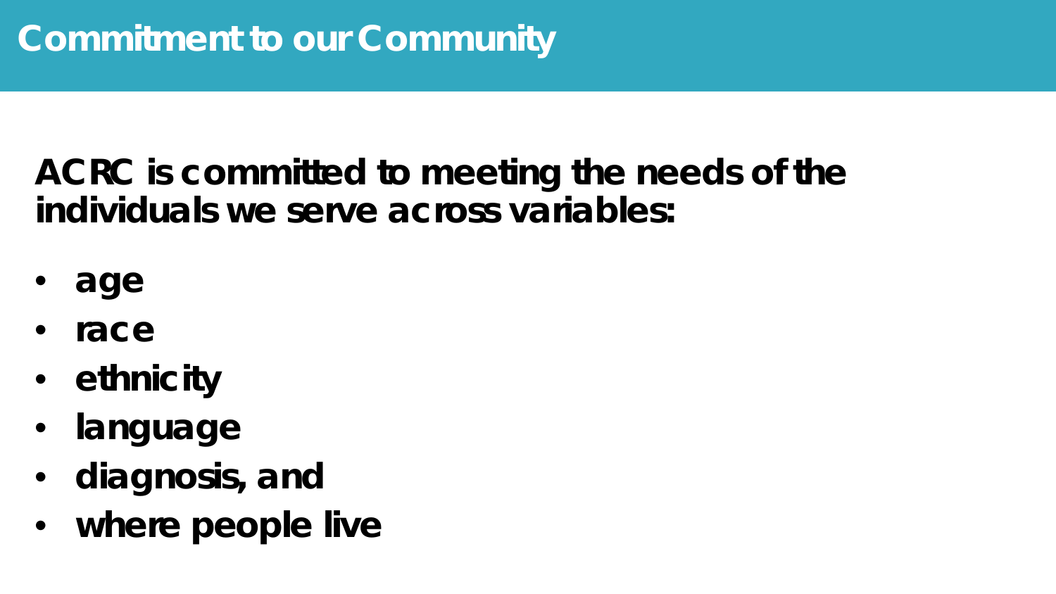# Commitment to our Community

**ACRC is committed to meeting the needs of the individuals we serve across variables:**

- **age**
- **race**
- **ethnicity**
- **language**
- **diagnosis, and**
- **where people live**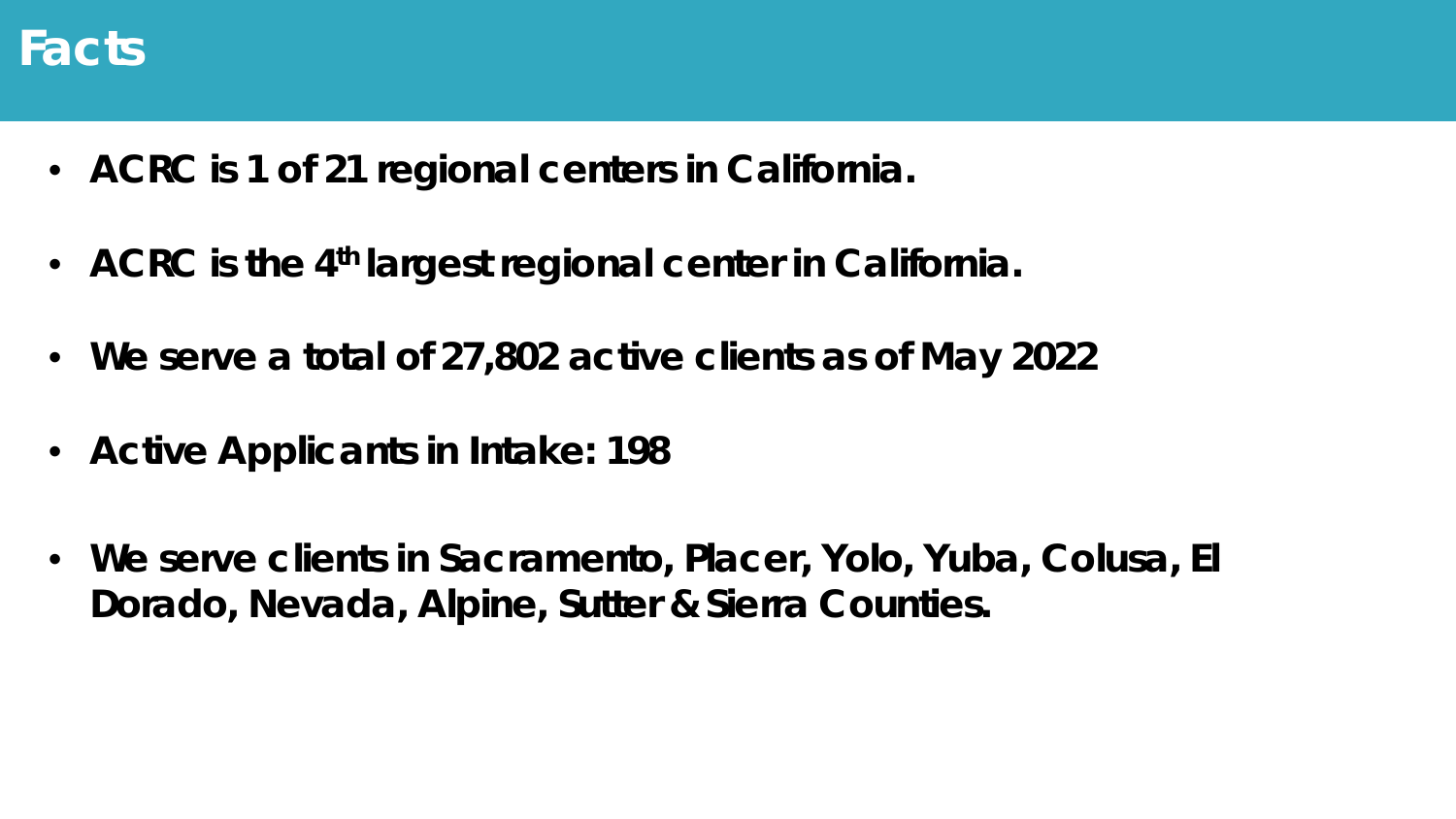# Facts

- **ACRC is 1 of 21 regional centers in California.**
- **ACRC is the 4$^{th}$ largest regional center in California.**
- **We serve a total of 27,802 active clients as of May 2022**
- **Active Applicants in Intake: 198**
- **We serve clients in Sacramento, Placer, Yolo, Yuba, Colusa, El Dorado, Nevada, Alpine, Sutter & Sierra Counties.**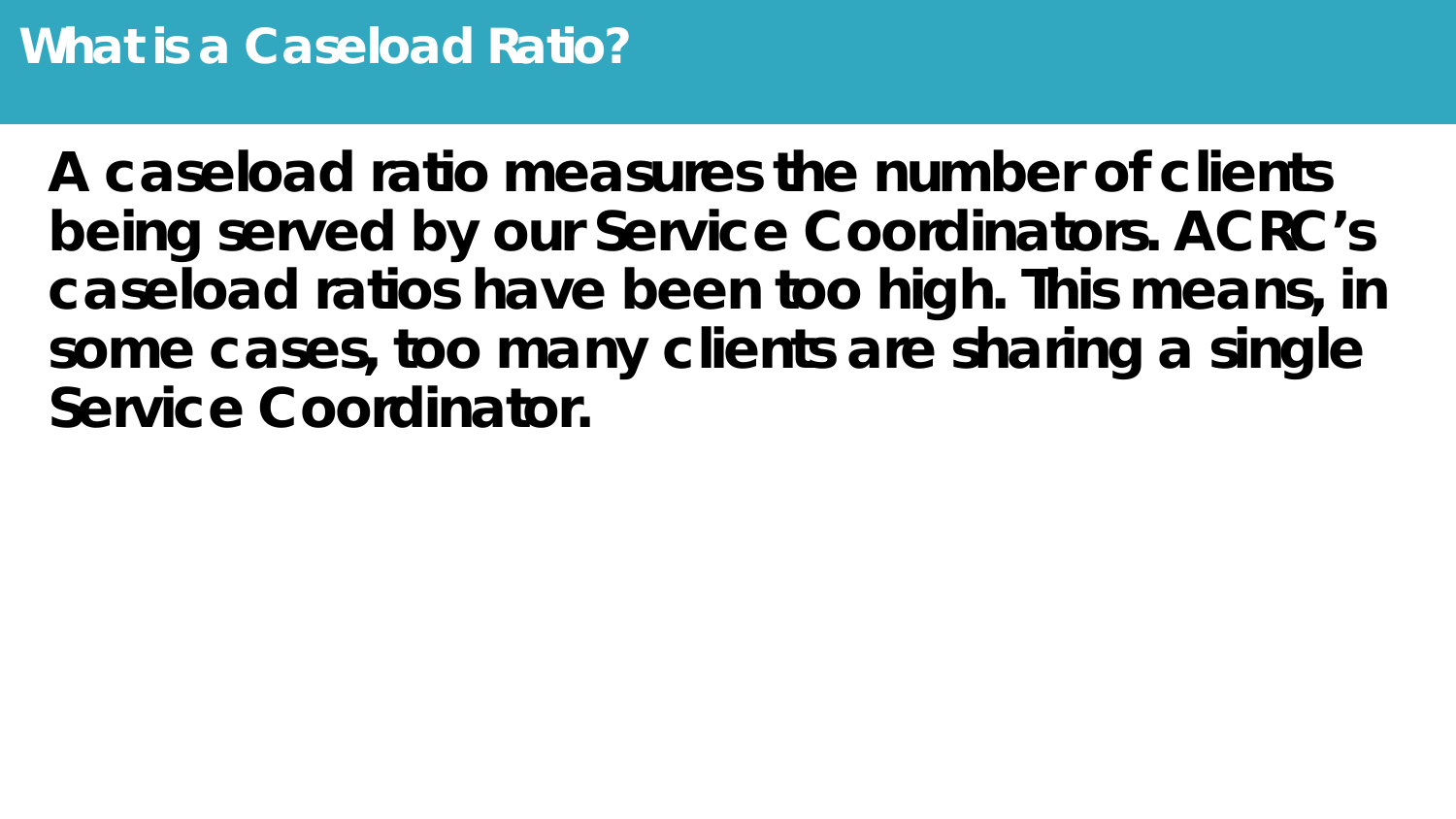# What is a Caseload Ratio?

**A caseload ratio measures the number of clients being served by our Service Coordinators. ACRC's caseload ratios have been too high. This means, in some cases, too many clients are sharing a single Service Coordinator.**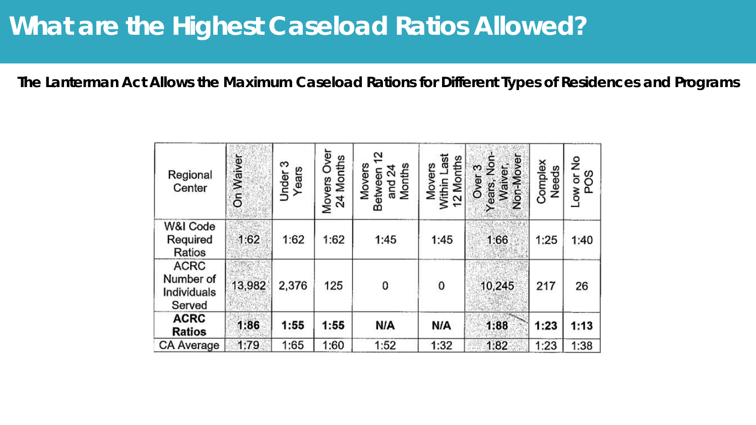# What are the Highest Caseload Ratios Allowed?

**The Lanterman Act Allows the Maximum Caseload Rations for Different Types of Residences and Programs**

| Regional Center | On Waiver | Under 3 Years | Movers Over 24 Months | Movers Between 12 and 24 Months | Movers Within Last 12 Months | Over 3 Years, Non-Waiver, Non-Mover | Complex Needs | Low or No POS |
|---|---|---|---|---|---|---|---|---|
| W&I Code Required Ratios | 1:62 | 1:62 | 1:62 | 1:45 | 1:45 | 1:66 | 1:25 | 1:40 |
| ACRC Number of Individuals Served | 13,982 | 2,376 | 125 | 0 | 0 | 10,245 | 217 | 26 |
| **ACRC Ratios** | **1:86** | **1:55** | **1:55** | **N/A** | **N/A** | **1:88** | **1:23** | **1:13** |
| CA Average | 1:79 | 1:65 | 1:60 | 1:52 | 1:32 | 1:82 | 1:23 | 1:38 |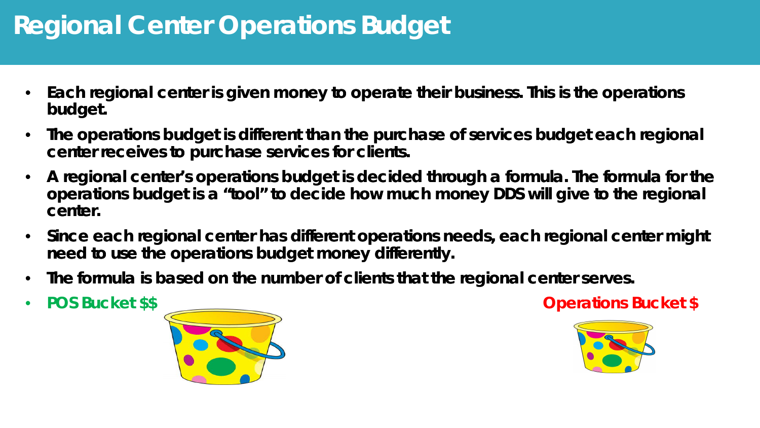# Regional Center Operations Budget

- **Each regional center is given money to operate their business. This is the operations budget.**
- **The operations budget is different than the purchase of services budget each regional center receives to purchase services for clients.**
- **A regional center's operations budget is decided through a formula. The formula for the operations budget is a "tool" to decide how much money DDS will give to the regional center.**
- **Since each regional center has different operations needs, each regional center might need to use the operations budget money differently.**
- **The formula is based on the number of clients that the regional center serves.**
- **POS Bucket $$**

**Operations Bucket $**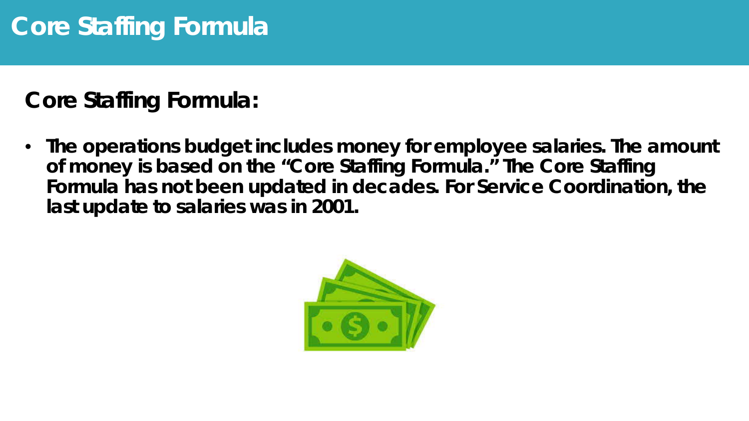# Core Staffing Formula

## Core Staffing Formula:

- **The operations budget includes money for employee salaries. The amount of money is based on the “Core Staffing Formula.” The Core Staffing Formula has not been updated in decades. For Service Coordination, the last update to salaries was in 2001.**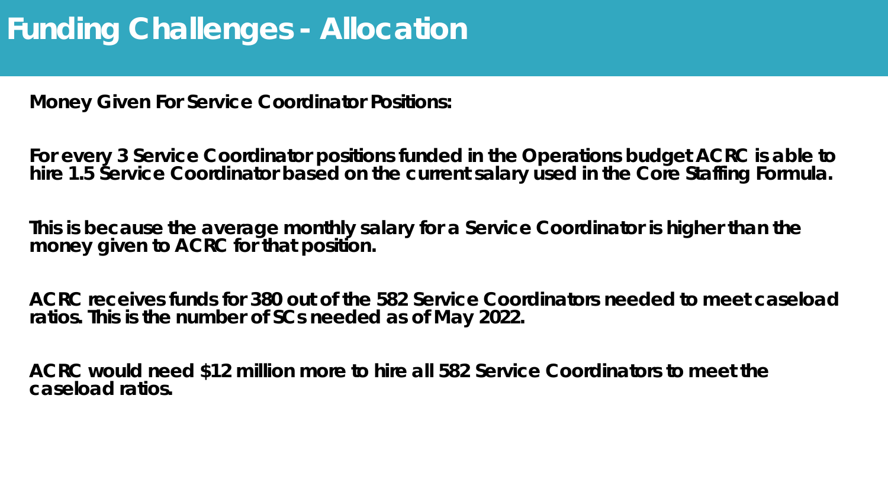# Funding Challenges - Allocation

**Money Given For Service Coordinator Positions:**

**For every 3 Service Coordinator positions funded in the Operations budget ACRC is able to hire 1.5 Service Coordinator based on the current salary used in the Core Staffing Formula.**

**This is because the average monthly salary for a Service Coordinator is higher than the money given to ACRC for that position.**

**ACRC receives funds for 380 out of the 582 Service Coordinators needed to meet caseload ratios. This is the number of SCs needed as of May 2022.**

**ACRC would need $12 million more to hire all 582 Service Coordinators to meet the caseload ratios.**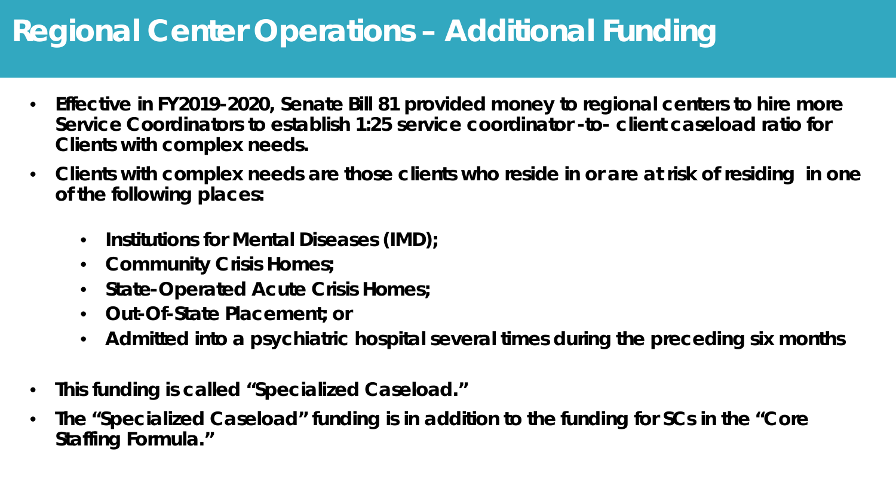# Regional Center Operations – Additional Funding

- **Effective in FY2019-2020, Senate Bill 81 provided money to regional centers to hire more Service Coordinators to establish 1:25 service coordinator -to- client caseload ratio for Clients with complex needs.**
- **Clients with complex needs are those clients who reside in or are at risk of residing in one of the following places:**
  - **Institutions for Mental Diseases (IMD);**
  - **Community Crisis Homes;**
  - **State-Operated Acute Crisis Homes;**
  - **Out-Of-State Placement; or**
  - **Admitted into a psychiatric hospital several times during the preceding six months**
- **This funding is called "Specialized Caseload."**
- **The "Specialized Caseload" funding is in addition to the funding for SCs in the "Core Staffing Formula."**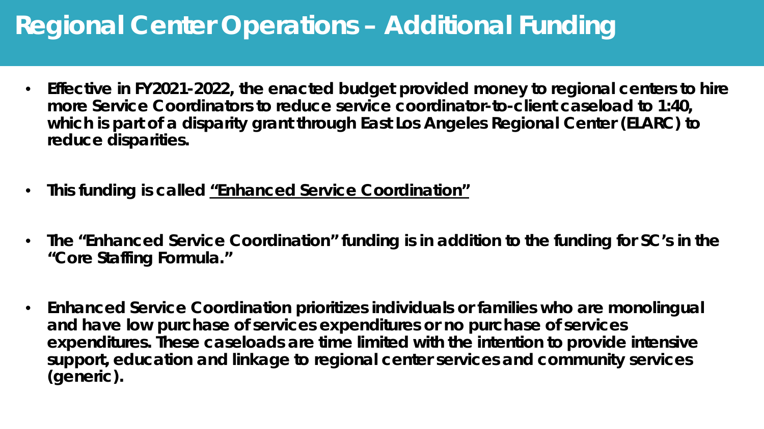# Regional Center Operations – Additional Funding

- **Effective in FY2021-2022, the enacted budget provided money to regional centers to hire more Service Coordinators to reduce service coordinator-to-client caseload to 1:40, which is part of a disparity grant through East Los Angeles Regional Center (ELARC) to reduce disparities.**

- **This funding is called <u>"Enhanced Service Coordination"</u>**

- **The "Enhanced Service Coordination" funding is in addition to the funding for SC's in the "Core Staffing Formula."**

- **Enhanced Service Coordination prioritizes individuals or families who are monolingual and have low purchase of services expenditures or no purchase of services expenditures. These caseloads are time limited with the intention to provide intensive support, education and linkage to regional center services and community services (generic).**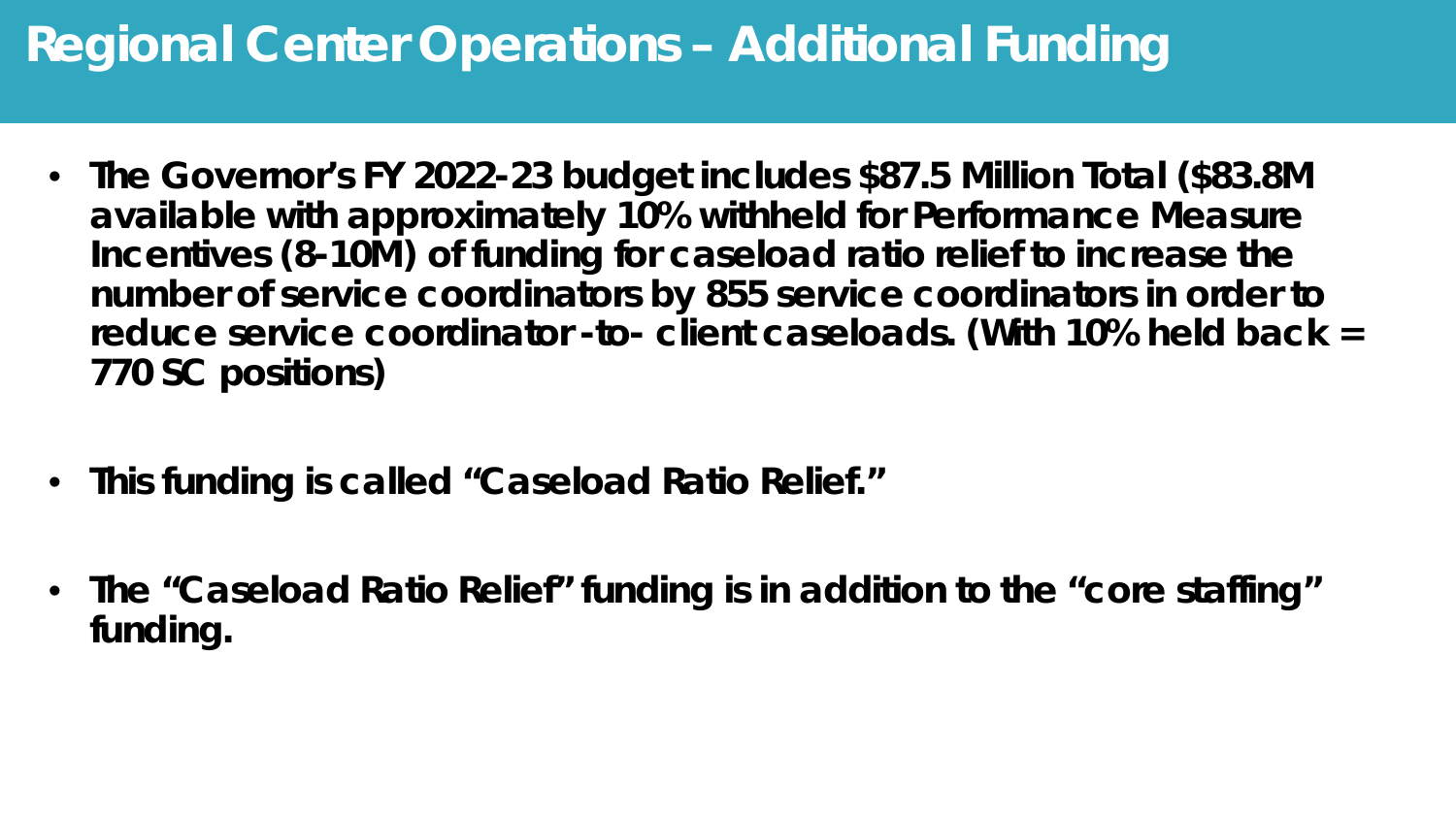# Regional Center Operations – Additional Funding

- **The Governor's FY 2022-23 budget includes $87.5 Million Total ($83.8M available with approximately 10% withheld for Performance Measure Incentives (8-10M) of funding for caseload ratio relief to increase the number of service coordinators by 855 service coordinators in order to reduce service coordinator -to- client caseloads. (With 10% held back = 770 SC positions)**

- **This funding is called "Caseload Ratio Relief."**

- **The "Caseload Ratio Relief" funding is in addition to the "core staffing" funding.**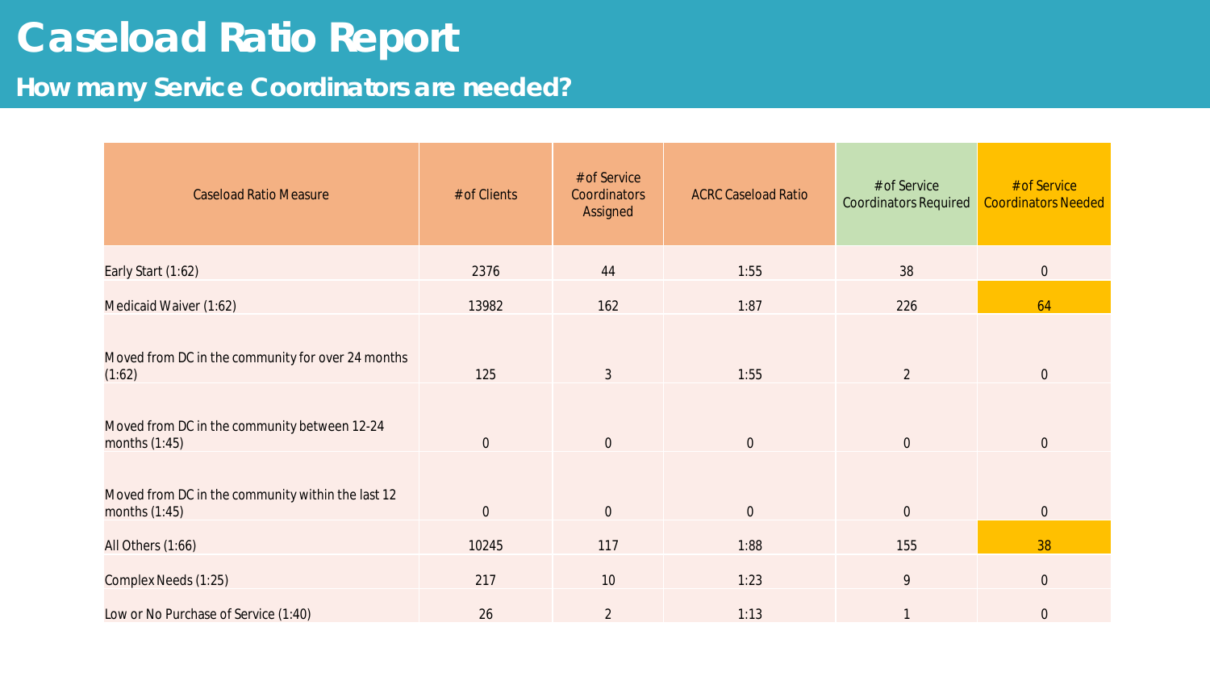# Caseload Ratio Report

## How many Service Coordinators are needed?

| Caseload Ratio Measure | # of Clients | # of Service Coordinators Assigned | ACRC Caseload Ratio | # of Service Coordinators Required | # of Service Coordinators Needed |
|---|---|---|---|---|---|
| Early Start (1:62) | 2376 | 44 | 1:55 | 38 | 0 |
| Medicaid Waiver (1:62) | 13982 | 162 | 1:87 | 226 | 64 |
| Moved from DC in the community for over 24 months (1:62) | 125 | 3 | 1:55 | 2 | 0 |
| Moved from DC in the community between 12-24 months (1:45) | 0 | 0 | 0 | 0 | 0 |
| Moved from DC in the community within the last 12 months (1:45) | 0 | 0 | 0 | 0 | 0 |
| All Others (1:66) | 10245 | 117 | 1:88 | 155 | 38 |
| Complex Needs (1:25) | 217 | 10 | 1:23 | 9 | 0 |
| Low or No Purchase of Service (1:40) | 26 | 2 | 1:13 | 1 | 0 |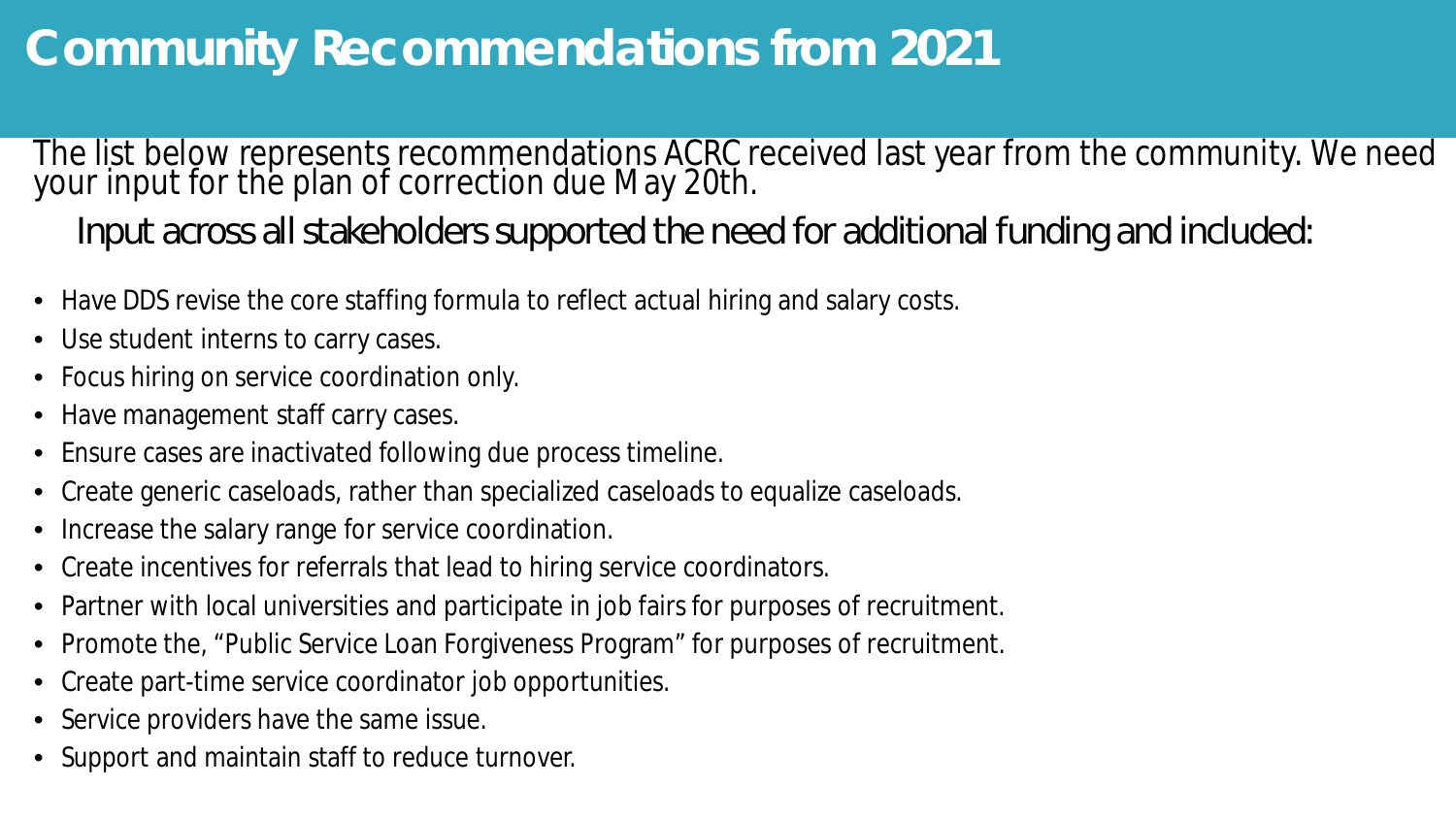# Community Recommendations from 2021

The list below represents recommendations ACRC received last year from the community. We need your input for the plan of correction due May 20th.

Input across all stakeholders supported the need for additional funding and included:

- Have DDS revise the core staffing formula to reflect actual hiring and salary costs.
- Use student interns to carry cases.
- Focus hiring on service coordination only.
- Have management staff carry cases.
- Ensure cases are inactivated following due process timeline.
- Create generic caseloads, rather than specialized caseloads to equalize caseloads.
- Increase the salary range for service coordination.
- Create incentives for referrals that lead to hiring service coordinators.
- Partner with local universities and participate in job fairs for purposes of recruitment.
- Promote the, "Public Service Loan Forgiveness Program" for purposes of recruitment.
- Create part-time service coordinator job opportunities.
- Service providers have the same issue.
- Support and maintain staff to reduce turnover.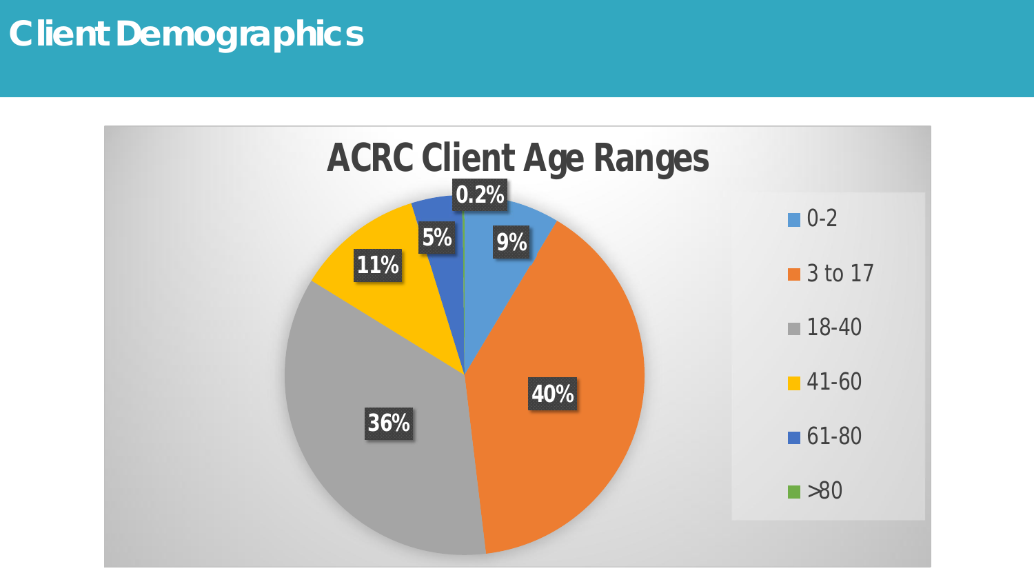# Client Demographics

## ACRC Client Age Ranges

| Age Range | Percentage |
| --- | --- |
| 0-2 | 9% |
| 3 to 17 | 40% |
| 18-40 | 36% |
| 41-60 | 11% |
| 61-80 | 5% |
| >80 | 0.2% |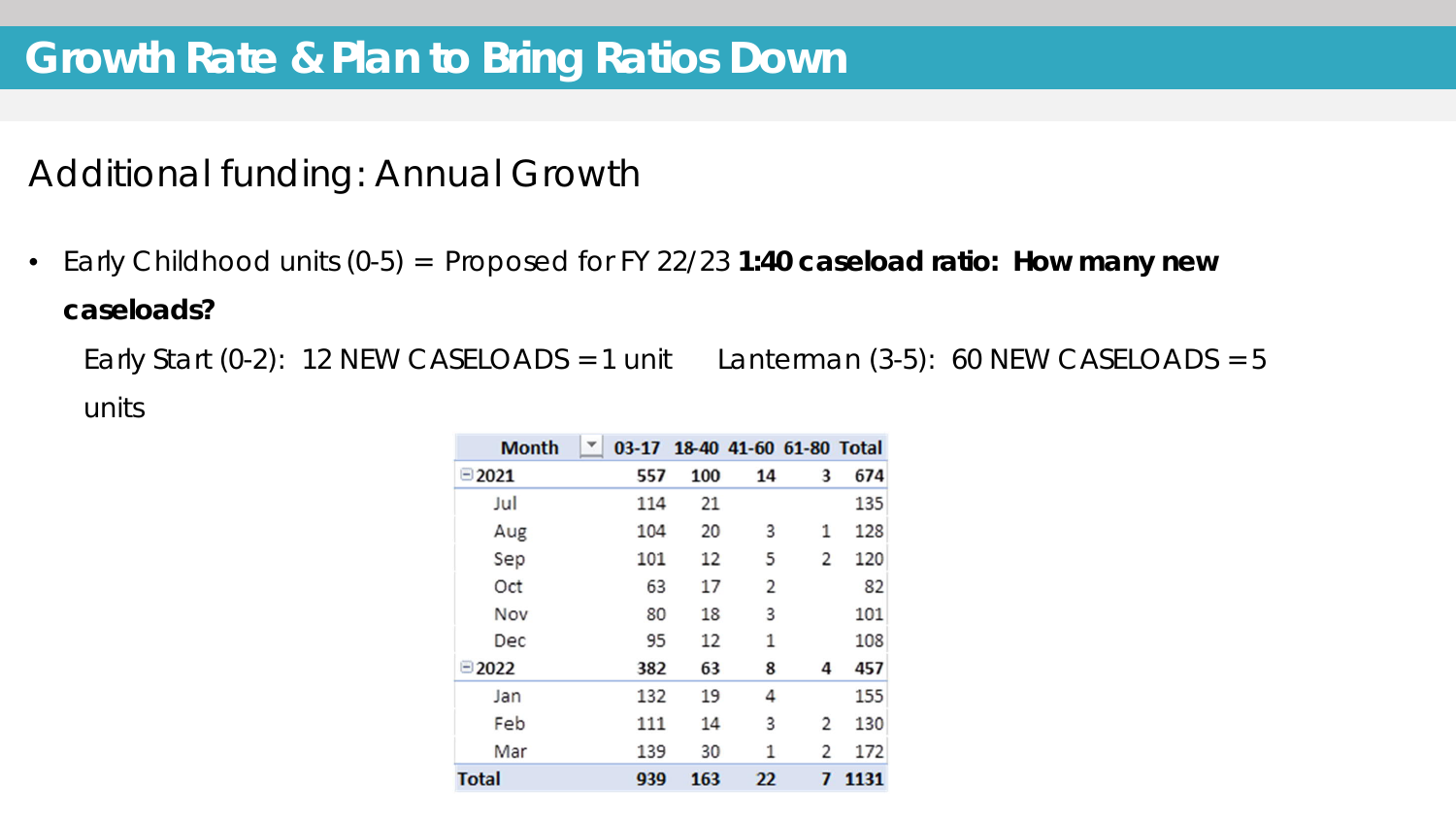# Growth Rate & Plan to Bring Ratios Down

## Additional funding: Annual Growth

- Early Childhood units (0-5) = Proposed for FY 22/23 **1:40 caseload ratio: How many new caseloads?**

  Early Start (0-2): 12 NEW CASELOADS = 1 unit    Lanterman (3-5): 60 NEW CASELOADS = 5 units

| Month | 03-17 | 18-40 | 41-60 | 61-80 | Total |
|---|---|---|---|---|---|
| **2021** | **557** | **100** | **14** | **3** | **674** |
| Jul | 114 | 21 | | | 135 |
| Aug | 104 | 20 | 3 | 1 | 128 |
| Sep | 101 | 12 | 5 | 2 | 120 |
| Oct | 63 | 17 | 2 | | 82 |
| Nov | 80 | 18 | 3 | | 101 |
| Dec | 95 | 12 | 1 | | 108 |
| **2022** | **382** | **63** | **8** | **4** | **457** |
| Jan | 132 | 19 | 4 | | 155 |
| Feb | 111 | 14 | 3 | 2 | 130 |
| Mar | 139 | 30 | 1 | 2 | 172 |
| **Total** | **939** | **163** | **22** | **7** | **1131** |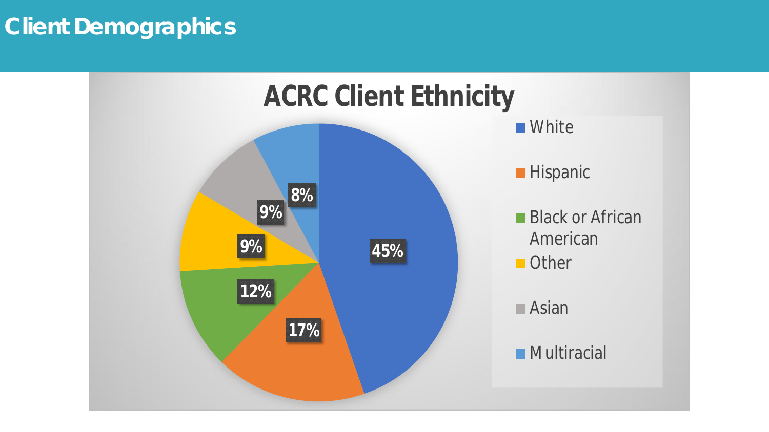# Client Demographics

## ACRC Client Ethnicity

| Ethnicity | Percentage |
|---|---|
| White | 45% |
| Hispanic | 17% |
| Black or African American | 12% |
| Other | 9% |
| Asian | 9% |
| Multiracial | 8% |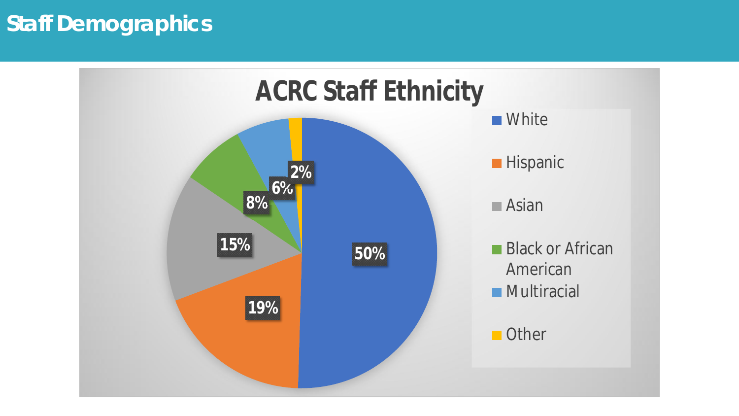# Staff Demographics

## ACRC Staff Ethnicity

| Ethnicity | Percentage |
| --- | --- |
| White | 50% |
| Hispanic | 19% |
| Asian | 15% |
| Black or African American | 8% |
| Multiracial | 6% |
| Other | 2% |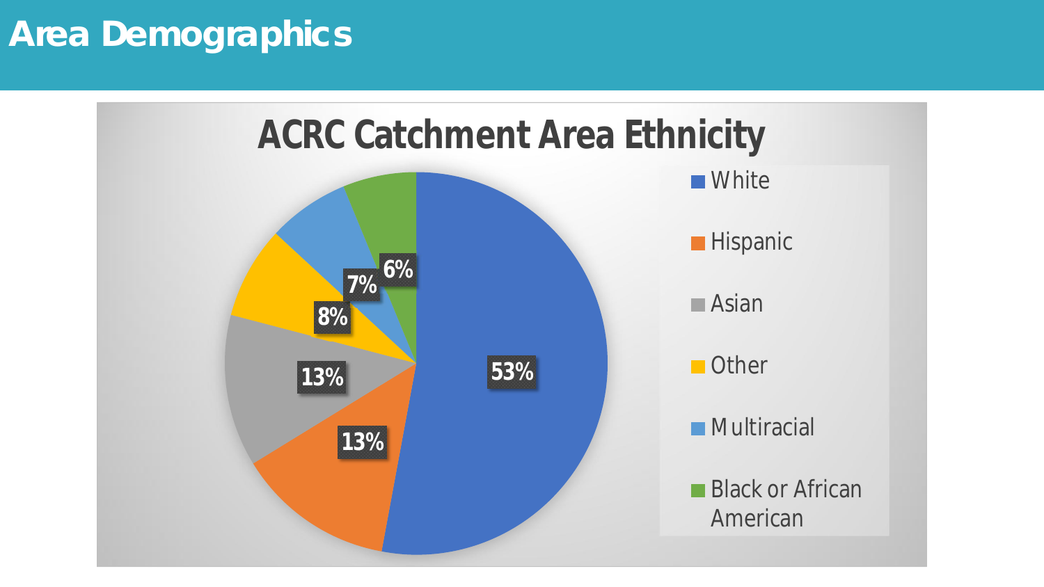# Area Demographics

## ACRC Catchment Area Ethnicity

| Ethnicity | Percentage |
| --- | --- |
| White | 53% |
| Hispanic | 13% |
| Asian | 13% |
| Other | 8% |
| Multiracial | 7% |
| Black or African American | 6% |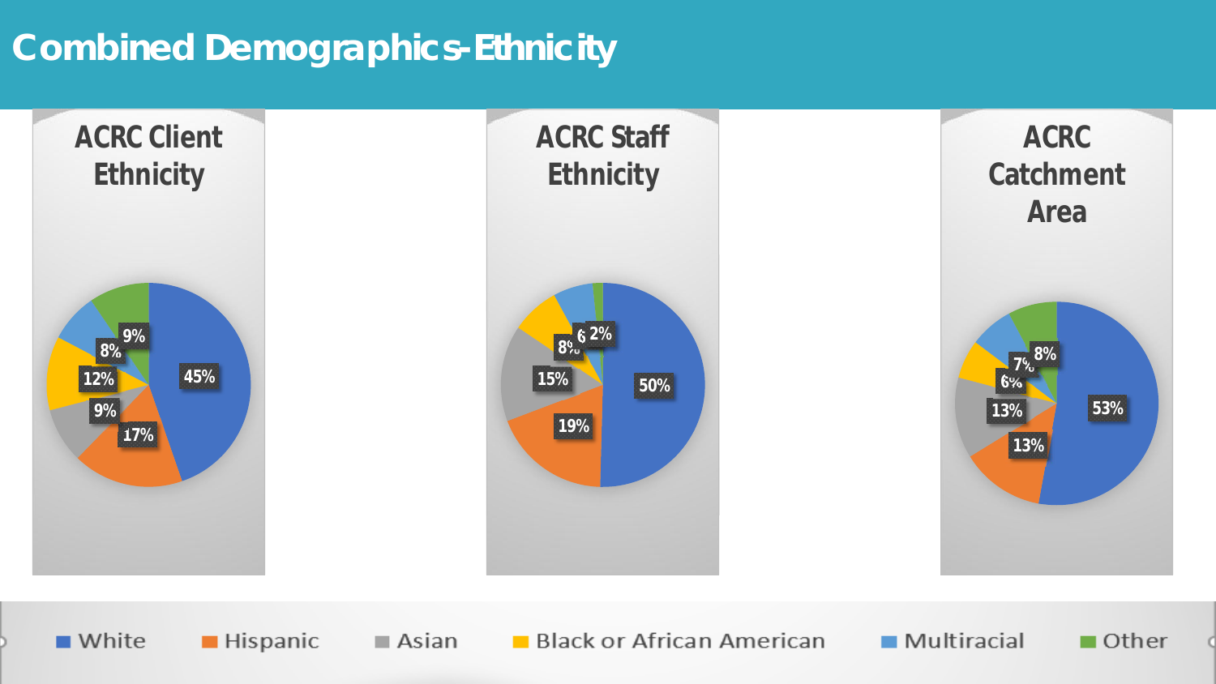# Combined Demographics-Ethnicity

| Ethnicity | ACRC Client Ethnicity | ACRC Staff Ethnicity | ACRC Catchment Area |
|---|---|---|---|
| White | 45% | 50% | 53% |
| Hispanic | 17% | 19% | 13% |
| Asian | 9% | 15% | 13% |
| Black or African American | 12% | 8% | 6% |
| Multiracial | 8% | 6% | 7% |
| Other | 9% | 2% | 8% |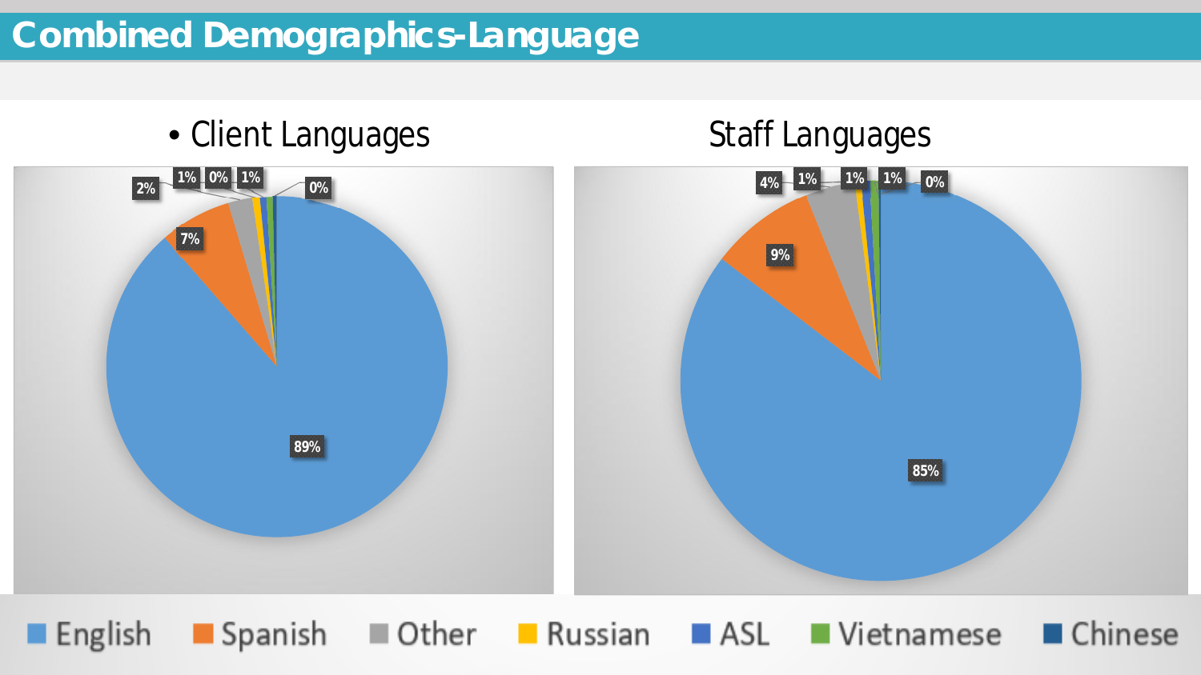# Combined Demographics-Language

- Client Languages

| Language | Percent |
| --- | --- |
| English | 89% |
| Spanish | 7% |
| Other | 2% |
| Russian | 1% |
| ASL | 0% |
| Vietnamese | 1% |
| Chinese | 0% |

Staff Languages

| Language | Percent |
| --- | --- |
| English | 85% |
| Spanish | 9% |
| Other | 4% |
| Russian | 1% |
| ASL | 1% |
| Vietnamese | 1% |
| Chinese | 0% |

English | Spanish | Other | Russian | ASL | Vietnamese | Chinese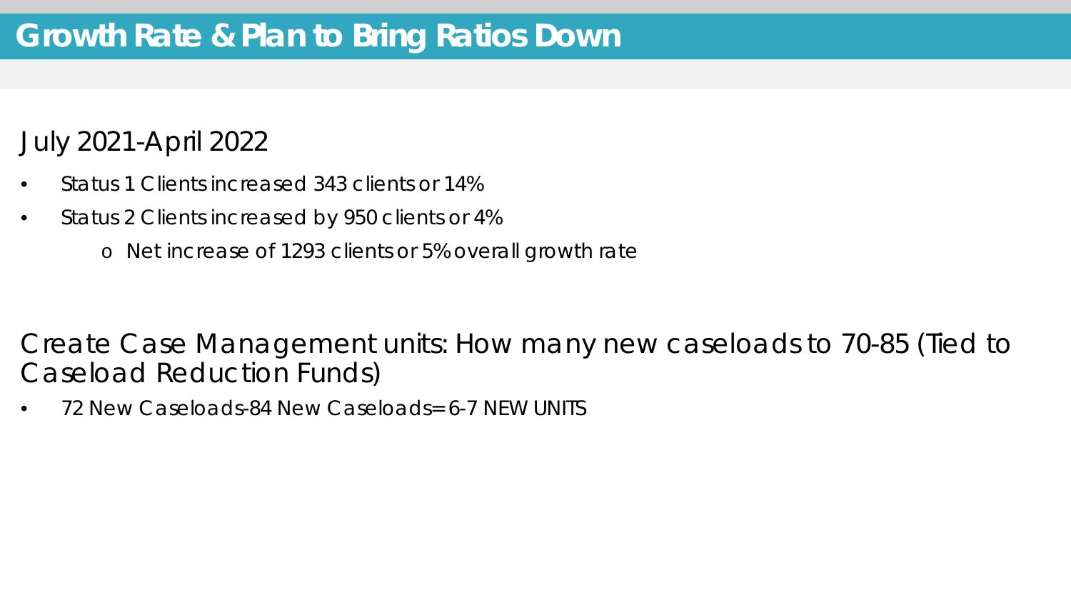# Growth Rate & Plan to Bring Ratios Down

## July 2021-April 2022

- Status 1 Clients increased 343 clients or 14%
- Status 2 Clients increased by 950 clients or 4%
  - Net increase of 1293 clients or 5% overall growth rate

## Create Case Management units: How many new caseloads to 70-85 (Tied to Caseload Reduction Funds)

- 72 New Caseloads-84 New Caseloads= 6-7 NEW UNITS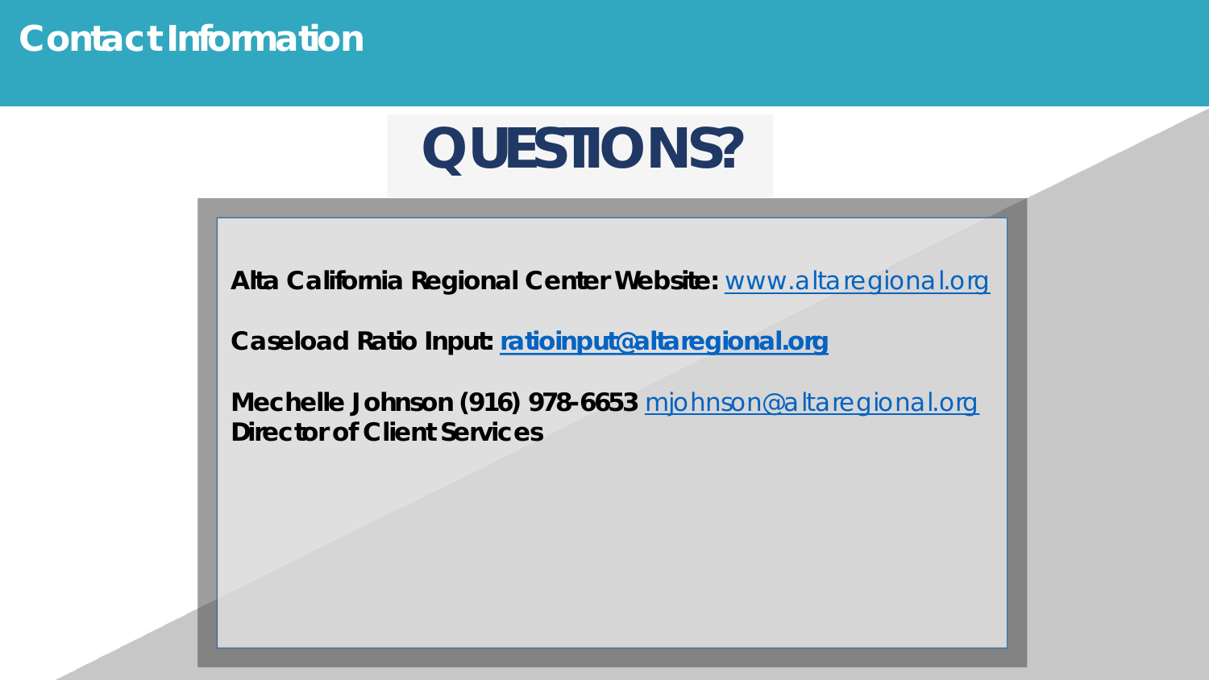# Contact Information

## QUESTIONS?

**Alta California Regional Center Website:** www.altaregional.org

**Caseload Ratio Input:** **ratioinput@altaregional.org**

**Mechelle Johnson (916) 978-6653** mjohnson@altaregional.org
**Director of Client Services**